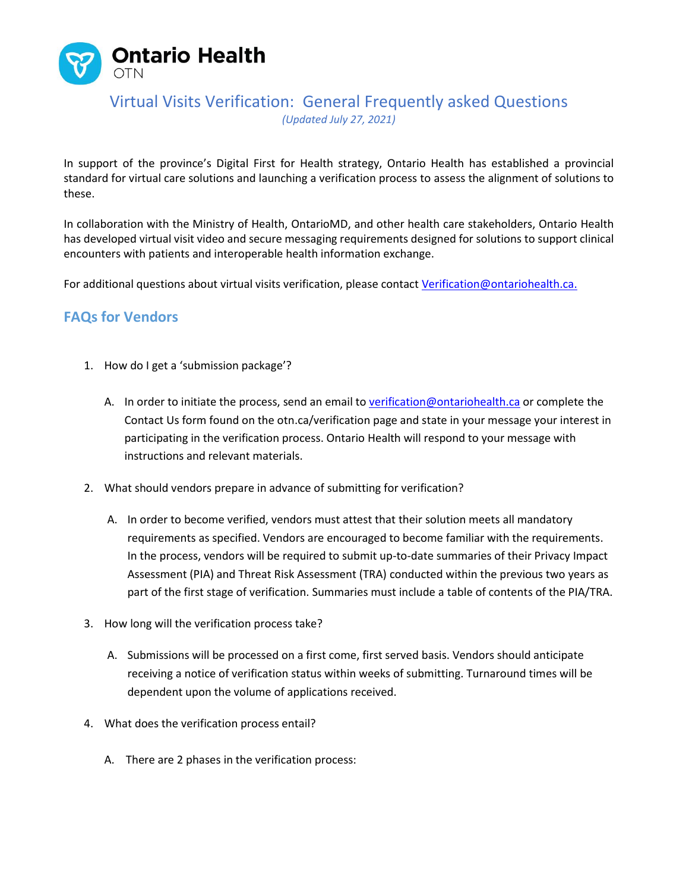Ontario Health
OTN

# Virtual Visits Verification: General Frequently asked Questions

*(Updated July 27, 2021)*

In support of the province's Digital First for Health strategy, Ontario Health has established a provincial standard for virtual care solutions and launching a verification process to assess the alignment of solutions to these.

In collaboration with the Ministry of Health, OntarioMD, and other health care stakeholders, Ontario Health has developed virtual visit video and secure messaging requirements designed for solutions to support clinical encounters with patients and interoperable health information exchange.

For additional questions about virtual visits verification, please contact Verification@ontariohealth.ca.

## FAQs for Vendors

1. How do I get a 'submission package'?

   A. In order to initiate the process, send an email to verification@ontariohealth.ca or complete the Contact Us form found on the otn.ca/verification page and state in your message your interest in participating in the verification process. Ontario Health will respond to your message with instructions and relevant materials.

2. What should vendors prepare in advance of submitting for verification?

   A. In order to become verified, vendors must attest that their solution meets all mandatory requirements as specified. Vendors are encouraged to become familiar with the requirements. In the process, vendors will be required to submit up-to-date summaries of their Privacy Impact Assessment (PIA) and Threat Risk Assessment (TRA) conducted within the previous two years as part of the first stage of verification. Summaries must include a table of contents of the PIA/TRA.

3. How long will the verification process take?

   A. Submissions will be processed on a first come, first served basis. Vendors should anticipate receiving a notice of verification status within weeks of submitting. Turnaround times will be dependent upon the volume of applications received.

4. What does the verification process entail?

   A. There are 2 phases in the verification process: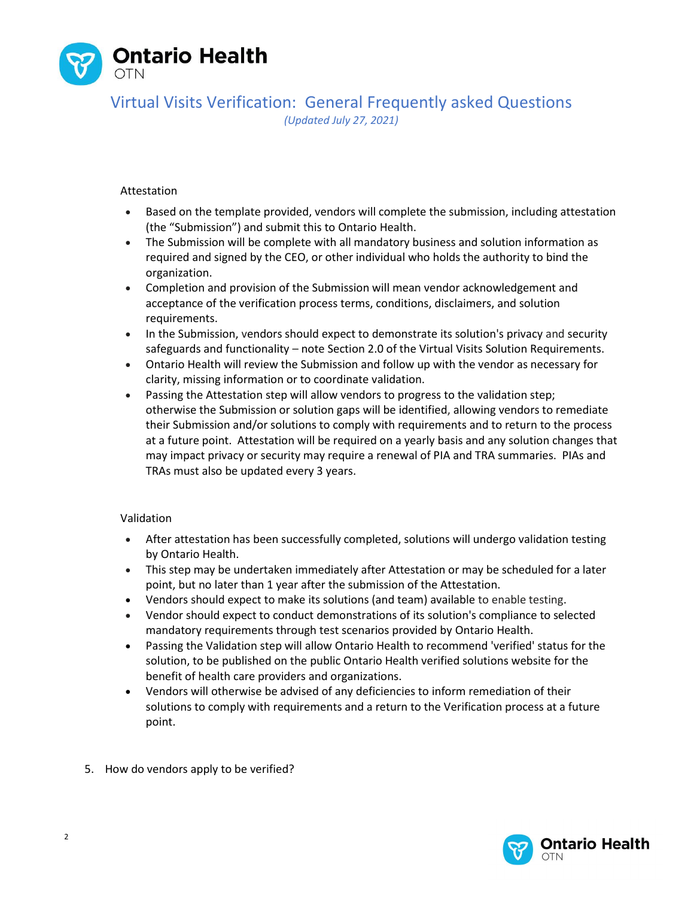Attestation

- Based on the template provided, vendors will complete the submission, including attestation (the "Submission") and submit this to Ontario Health.
- The Submission will be complete with all mandatory business and solution information as required and signed by the CEO, or other individual who holds the authority to bind the organization.
- Completion and provision of the Submission will mean vendor acknowledgement and acceptance of the verification process terms, conditions, disclaimers, and solution requirements.
- In the Submission, vendors should expect to demonstrate its solution's privacy and security safeguards and functionality – note Section 2.0 of the Virtual Visits Solution Requirements.
- Ontario Health will review the Submission and follow up with the vendor as necessary for clarity, missing information or to coordinate validation.
- Passing the Attestation step will allow vendors to progress to the validation step; otherwise the Submission or solution gaps will be identified, allowing vendors to remediate their Submission and/or solutions to comply with requirements and to return to the process at a future point. Attestation will be required on a yearly basis and any solution changes that may impact privacy or security may require a renewal of PIA and TRA summaries. PIAs and TRAs must also be updated every 3 years.

Validation

- After attestation has been successfully completed, solutions will undergo validation testing by Ontario Health.
- This step may be undertaken immediately after Attestation or may be scheduled for a later point, but no later than 1 year after the submission of the Attestation.
- Vendors should expect to make its solutions (and team) available to enable testing.
- Vendor should expect to conduct demonstrations of its solution's compliance to selected mandatory requirements through test scenarios provided by Ontario Health.
- Passing the Validation step will allow Ontario Health to recommend 'verified' status for the solution, to be published on the public Ontario Health verified solutions website for the benefit of health care providers and organizations.
- Vendors will otherwise be advised of any deficiencies to inform remediation of their solutions to comply with requirements and a return to the Verification process at a future point.

5. How do vendors apply to be verified?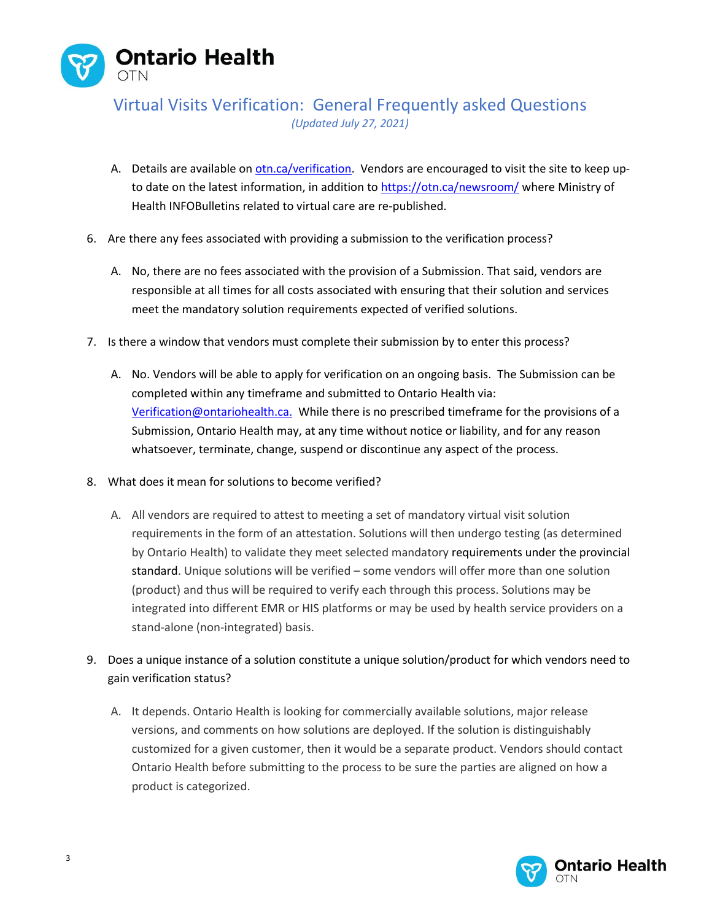A. Details are available on [otn.ca/verification](otn.ca/verification). Vendors are encouraged to visit the site to keep up-to date on the latest information, in addition to [https://otn.ca/newsroom/](https://otn.ca/newsroom/) where Ministry of Health INFOBulletins related to virtual care are re-published.

6. Are there any fees associated with providing a submission to the verification process?

   A. No, there are no fees associated with the provision of a Submission. That said, vendors are responsible at all times for all costs associated with ensuring that their solution and services meet the mandatory solution requirements expected of verified solutions.

7. Is there a window that vendors must complete their submission by to enter this process?

   A. No. Vendors will be able to apply for verification on an ongoing basis. The Submission can be completed within any timeframe and submitted to Ontario Health via: [Verification@ontariohealth.ca.](mailto:Verification@ontariohealth.ca) While there is no prescribed timeframe for the provisions of a Submission, Ontario Health may, at any time without notice or liability, and for any reason whatsoever, terminate, change, suspend or discontinue any aspect of the process.

8. What does it mean for solutions to become verified?

   A. All vendors are required to attest to meeting a set of mandatory virtual visit solution requirements in the form of an attestation. Solutions will then undergo testing (as determined by Ontario Health) to validate they meet selected mandatory requirements under the provincial standard. Unique solutions will be verified – some vendors will offer more than one solution (product) and thus will be required to verify each through this process. Solutions may be integrated into different EMR or HIS platforms or may be used by health service providers on a stand-alone (non-integrated) basis.

9. Does a unique instance of a solution constitute a unique solution/product for which vendors need to gain verification status?

   A. It depends. Ontario Health is looking for commercially available solutions, major release versions, and comments on how solutions are deployed. If the solution is distinguishably customized for a given customer, then it would be a separate product. Vendors should contact Ontario Health before submitting to the process to be sure the parties are aligned on how a product is categorized.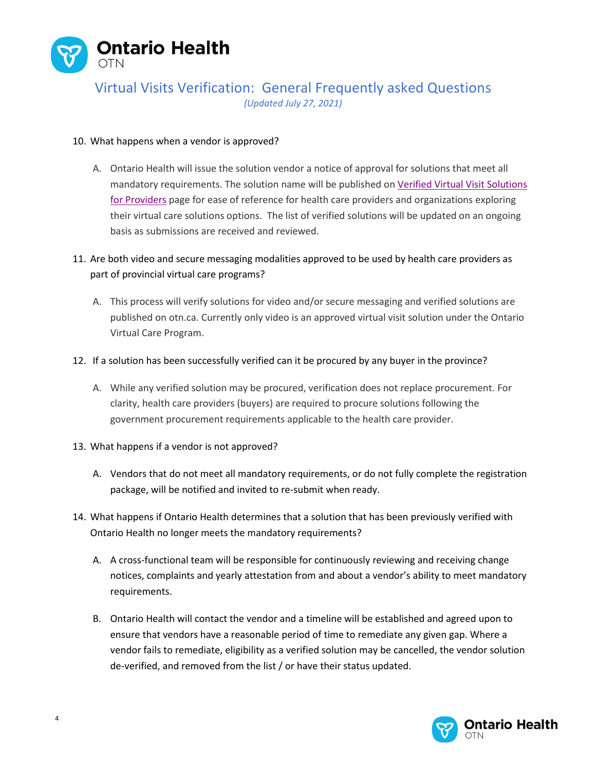10. What happens when a vendor is approved?

    A. Ontario Health will issue the solution vendor a notice of approval for solutions that meet all mandatory requirements. The solution name will be published on [Verified Virtual Visit Solutions for Providers](#) page for ease of reference for health care providers and organizations exploring their virtual care solutions options. The list of verified solutions will be updated on an ongoing basis as submissions are received and reviewed.

11. Are both video and secure messaging modalities approved to be used by health care providers as part of provincial virtual care programs?

    A. This process will verify solutions for video and/or secure messaging and verified solutions are published on otn.ca. Currently only video is an approved virtual visit solution under the Ontario Virtual Care Program.

12. If a solution has been successfully verified can it be procured by any buyer in the province?

    A. While any verified solution may be procured, verification does not replace procurement. For clarity, health care providers (buyers) are required to procure solutions following the government procurement requirements applicable to the health care provider.

13. What happens if a vendor is not approved?

    A. Vendors that do not meet all mandatory requirements, or do not fully complete the registration package, will be notified and invited to re-submit when ready.

14. What happens if Ontario Health determines that a solution that has been previously verified with Ontario Health no longer meets the mandatory requirements?

    A. A cross-functional team will be responsible for continuously reviewing and receiving change notices, complaints and yearly attestation from and about a vendor's ability to meet mandatory requirements.

    B. Ontario Health will contact the vendor and a timeline will be established and agreed upon to ensure that vendors have a reasonable period of time to remediate any given gap. Where a vendor fails to remediate, eligibility as a verified solution may be cancelled, the vendor solution de-verified, and removed from the list / or have their status updated.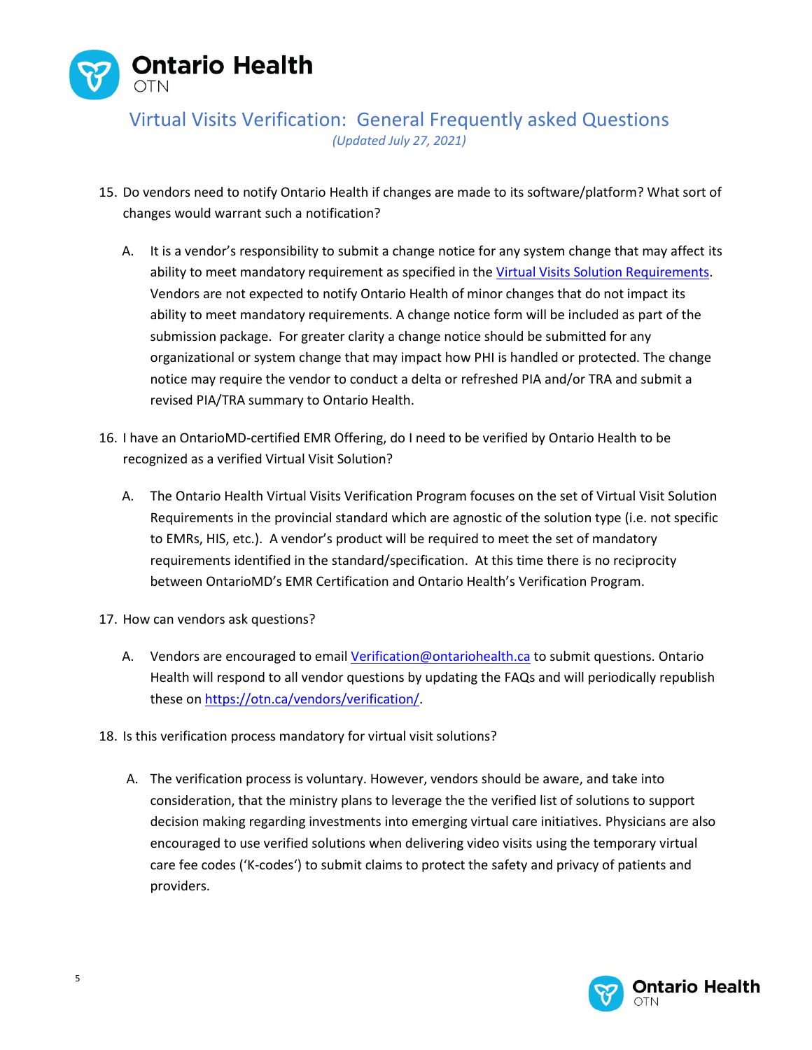15. Do vendors need to notify Ontario Health if changes are made to its software/platform? What sort of changes would warrant such a notification?

    A. It is a vendor's responsibility to submit a change notice for any system change that may affect its ability to meet mandatory requirement as specified in the [Virtual Visits Solution Requirements](). Vendors are not expected to notify Ontario Health of minor changes that do not impact its ability to meet mandatory requirements. A change notice form will be included as part of the submission package. For greater clarity a change notice should be submitted for any organizational or system change that may impact how PHI is handled or protected. The change notice may require the vendor to conduct a delta or refreshed PIA and/or TRA and submit a revised PIA/TRA summary to Ontario Health.

16. I have an OntarioMD-certified EMR Offering, do I need to be verified by Ontario Health to be recognized as a verified Virtual Visit Solution?

    A. The Ontario Health Virtual Visits Verification Program focuses on the set of Virtual Visit Solution Requirements in the provincial standard which are agnostic of the solution type (i.e. not specific to EMRs, HIS, etc.). A vendor's product will be required to meet the set of mandatory requirements identified in the standard/specification. At this time there is no reciprocity between OntarioMD's EMR Certification and Ontario Health's Verification Program.

17. How can vendors ask questions?

    A. Vendors are encouraged to email [Verification@ontariohealth.ca](mailto:Verification@ontariohealth.ca) to submit questions. Ontario Health will respond to all vendor questions by updating the FAQs and will periodically republish these on [https://otn.ca/vendors/verification/](https://otn.ca/vendors/verification/).

18. Is this verification process mandatory for virtual visit solutions?

    A. The verification process is voluntary. However, vendors should be aware, and take into consideration, that the ministry plans to leverage the the verified list of solutions to support decision making regarding investments into emerging virtual care initiatives. Physicians are also encouraged to use verified solutions when delivering video visits using the temporary virtual care fee codes ('K-codes') to submit claims to protect the safety and privacy of patients and providers.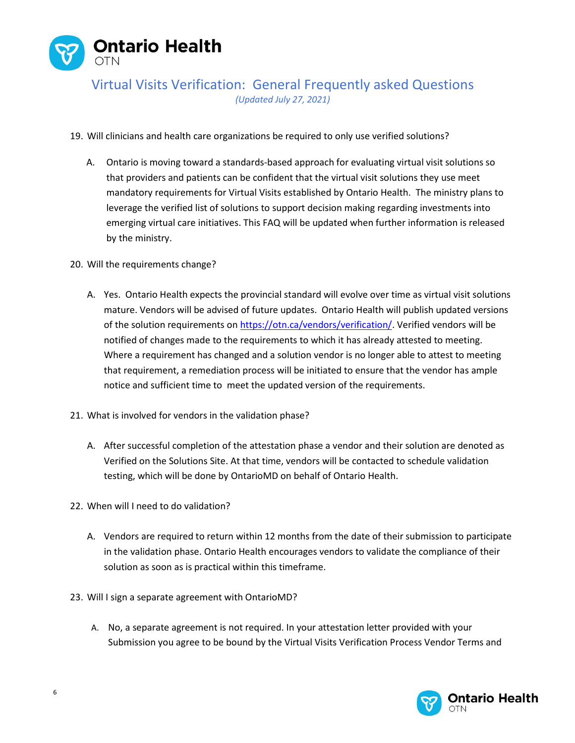19. Will clinicians and health care organizations be required to only use verified solutions?

    A. Ontario is moving toward a standards-based approach for evaluating virtual visit solutions so that providers and patients can be confident that the virtual visit solutions they use meet mandatory requirements for Virtual Visits established by Ontario Health. The ministry plans to leverage the verified list of solutions to support decision making regarding investments into emerging virtual care initiatives. This FAQ will be updated when further information is released by the ministry.

20. Will the requirements change?

    A. Yes. Ontario Health expects the provincial standard will evolve over time as virtual visit solutions mature. Vendors will be advised of future updates. Ontario Health will publish updated versions of the solution requirements on [https://otn.ca/vendors/verification/](https://otn.ca/vendors/verification/). Verified vendors will be notified of changes made to the requirements to which it has already attested to meeting. Where a requirement has changed and a solution vendor is no longer able to attest to meeting that requirement, a remediation process will be initiated to ensure that the vendor has ample notice and sufficient time to meet the updated version of the requirements.

21. What is involved for vendors in the validation phase?

    A. After successful completion of the attestation phase a vendor and their solution are denoted as Verified on the Solutions Site. At that time, vendors will be contacted to schedule validation testing, which will be done by OntarioMD on behalf of Ontario Health.

22. When will I need to do validation?

    A. Vendors are required to return within 12 months from the date of their submission to participate in the validation phase. Ontario Health encourages vendors to validate the compliance of their solution as soon as is practical within this timeframe.

23. Will I sign a separate agreement with OntarioMD?

    A. No, a separate agreement is not required. In your attestation letter provided with your Submission you agree to be bound by the Virtual Visits Verification Process Vendor Terms and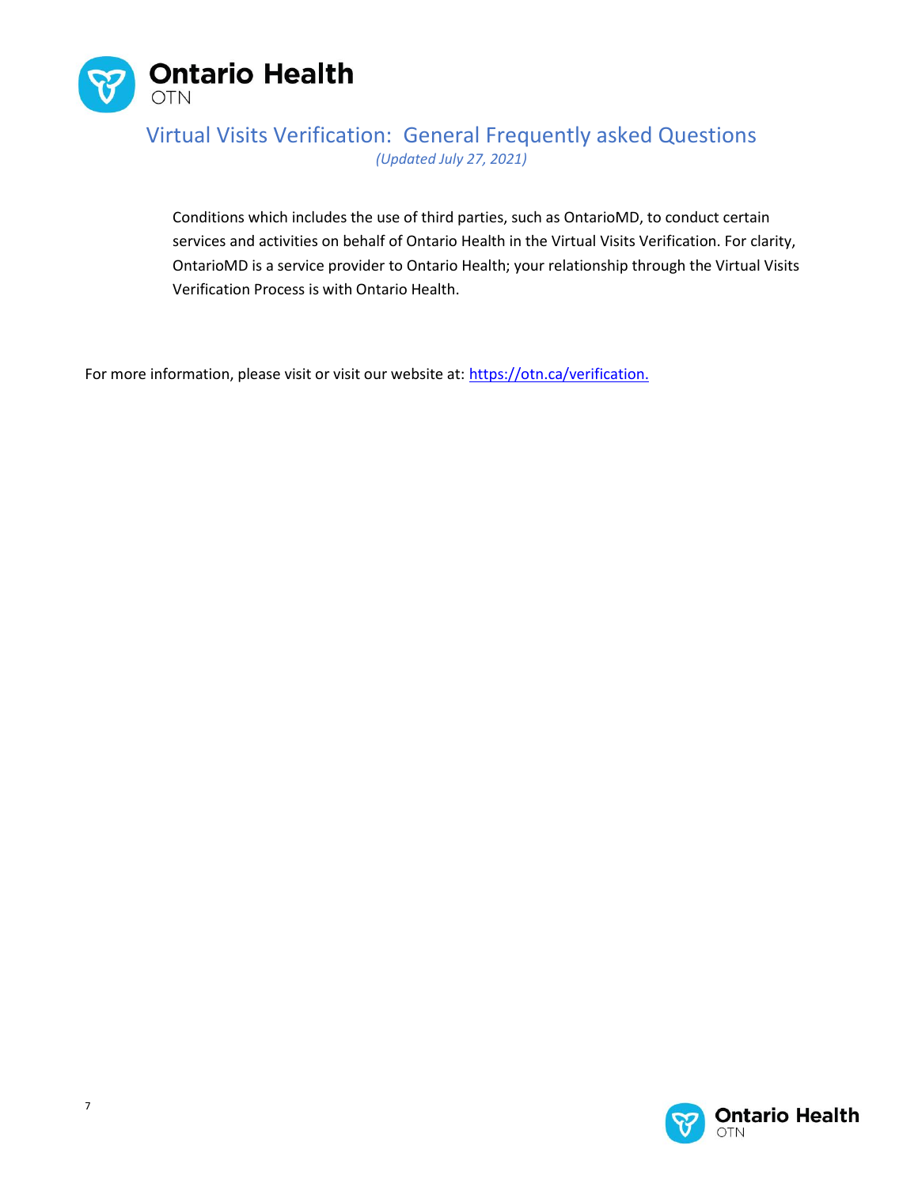Conditions which includes the use of third parties, such as OntarioMD, to conduct certain services and activities on behalf of Ontario Health in the Virtual Visits Verification. For clarity, OntarioMD is a service provider to Ontario Health; your relationship through the Virtual Visits Verification Process is with Ontario Health.

For more information, please visit or visit our website at: [https://otn.ca/verification.](https://otn.ca/verification)